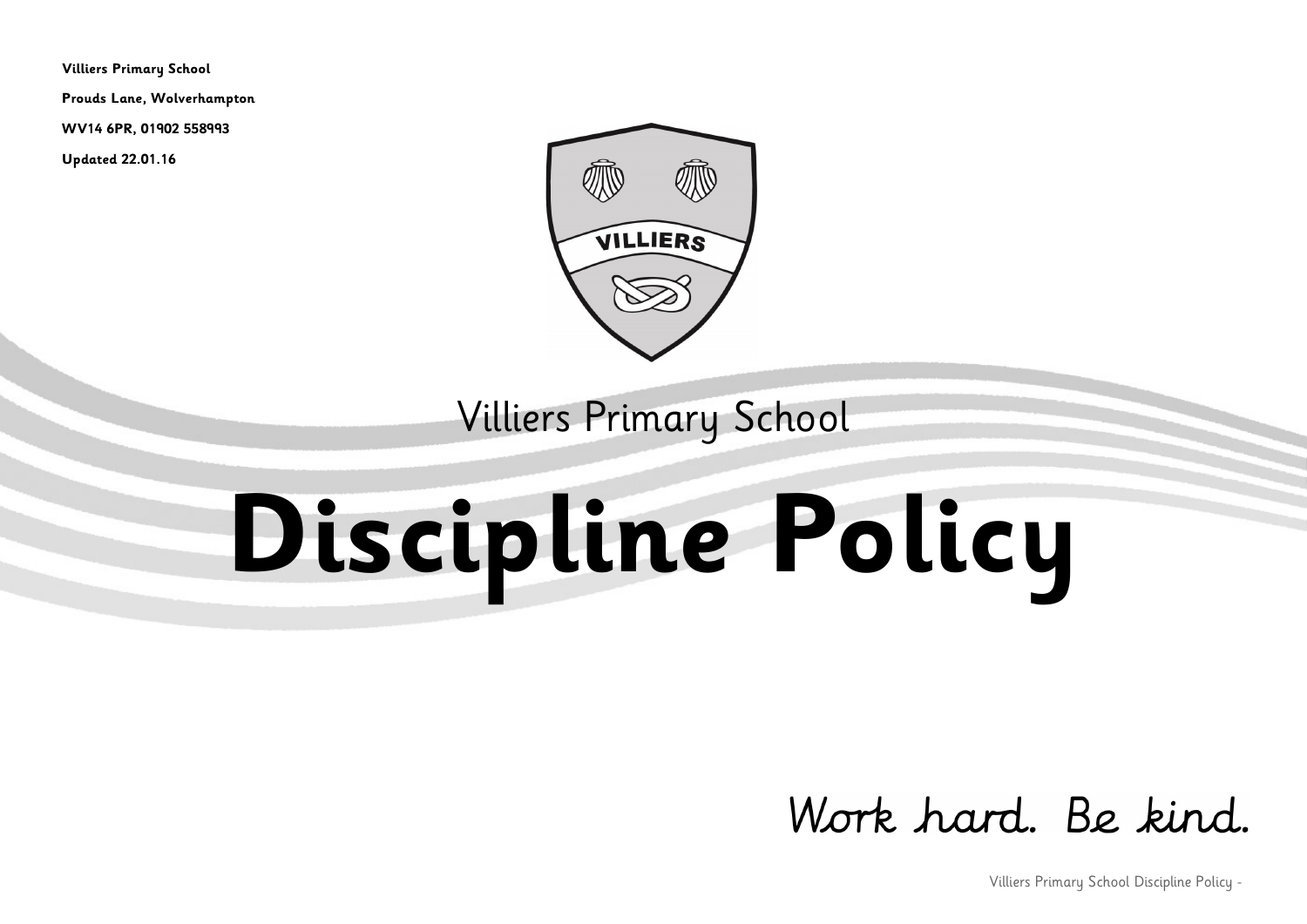**Villiers Primary School**

**Prouds Lane, Wolverhampton**

**WV14 6PR, 01902 558993**

**Updated 22.01.16**

Villiers Primary School

# Discipline Policy

*Work hard. Be kind.*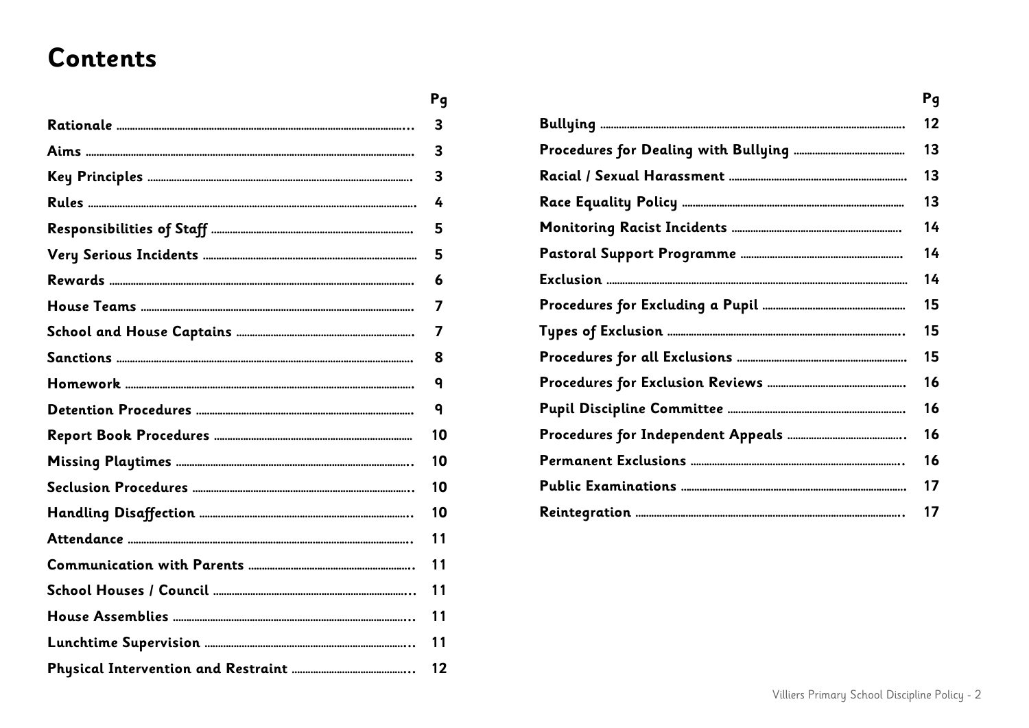# Contents

| | Pg |
|---|---|
| **Rationale** | 3 |
| **Aims** | 3 |
| **Key Principles** | 3 |
| **Rules** | 4 |
| **Responsibilities of Staff** | 5 |
| **Very Serious Incidents** | 5 |
| **Rewards** | 6 |
| **House Teams** | 7 |
| **School and House Captains** | 7 |
| **Sanctions** | 8 |
| **Homework** | 9 |
| **Detention Procedures** | 9 |
| **Report Book Procedures** | 10 |
| **Missing Playtimes** | 10 |
| **Seclusion Procedures** | 10 |
| **Handling Disaffection** | 10 |
| **Attendance** | 11 |
| **Communication with Parents** | 11 |
| **School Houses / Council** | 11 |
| **House Assemblies** | 11 |
| **Lunchtime Supervision** | 11 |
| **Physical Intervention and Restraint** | 12 |
| **Bullying** | 12 |
| **Procedures for Dealing with Bullying** | 13 |
| **Racial / Sexual Harassment** | 13 |
| **Race Equality Policy** | 13 |
| **Monitoring Racist Incidents** | 14 |
| **Pastoral Support Programme** | 14 |
| **Exclusion** | 14 |
| **Procedures for Excluding a Pupil** | 15 |
| **Types of Exclusion** | 15 |
| **Procedures for all Exclusions** | 15 |
| **Procedures for Exclusion Reviews** | 16 |
| **Pupil Discipline Committee** | 16 |
| **Procedures for Independent Appeals** | 16 |
| **Permanent Exclusions** | 16 |
| **Public Examinations** | 17 |
| **Reintegration** | 17 |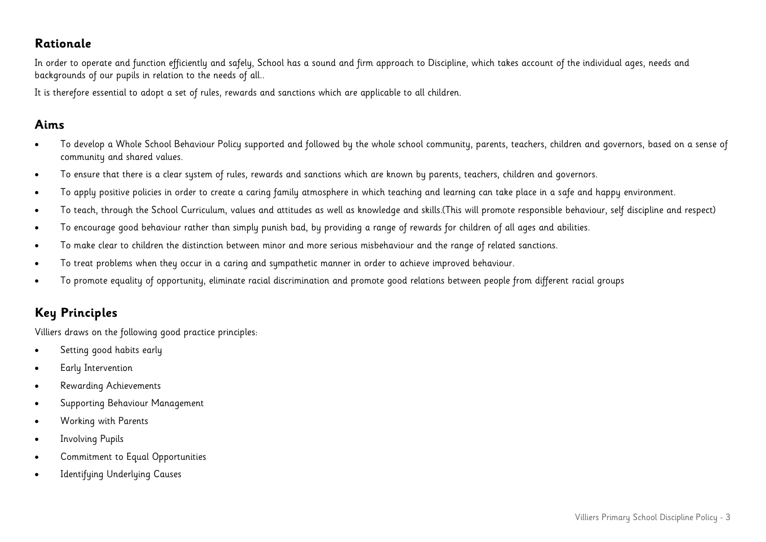## Rationale

In order to operate and function efficiently and safely, School has a sound and firm approach to Discipline, which takes account of the individual ages, needs and backgrounds of our pupils in relation to the needs of all..

It is therefore essential to adopt a set of rules, rewards and sanctions which are applicable to all children.

## Aims

- To develop a Whole School Behaviour Policy supported and followed by the whole school community, parents, teachers, children and governors, based on a sense of community and shared values.
- To ensure that there is a clear system of rules, rewards and sanctions which are known by parents, teachers, children and governors.
- To apply positive policies in order to create a caring family atmosphere in which teaching and learning can take place in a safe and happy environment.
- To teach, through the School Curriculum, values and attitudes as well as knowledge and skills.(This will promote responsible behaviour, self discipline and respect)
- To encourage good behaviour rather than simply punish bad, by providing a range of rewards for children of all ages and abilities.
- To make clear to children the distinction between minor and more serious misbehaviour and the range of related sanctions.
- To treat problems when they occur in a caring and sympathetic manner in order to achieve improved behaviour.
- To promote equality of opportunity, eliminate racial discrimination and promote good relations between people from different racial groups

## Key Principles

Villiers draws on the following good practice principles:

- Setting good habits early
- Early Intervention
- Rewarding Achievements
- Supporting Behaviour Management
- Working with Parents
- Involving Pupils
- Commitment to Equal Opportunities
- Identifying Underlying Causes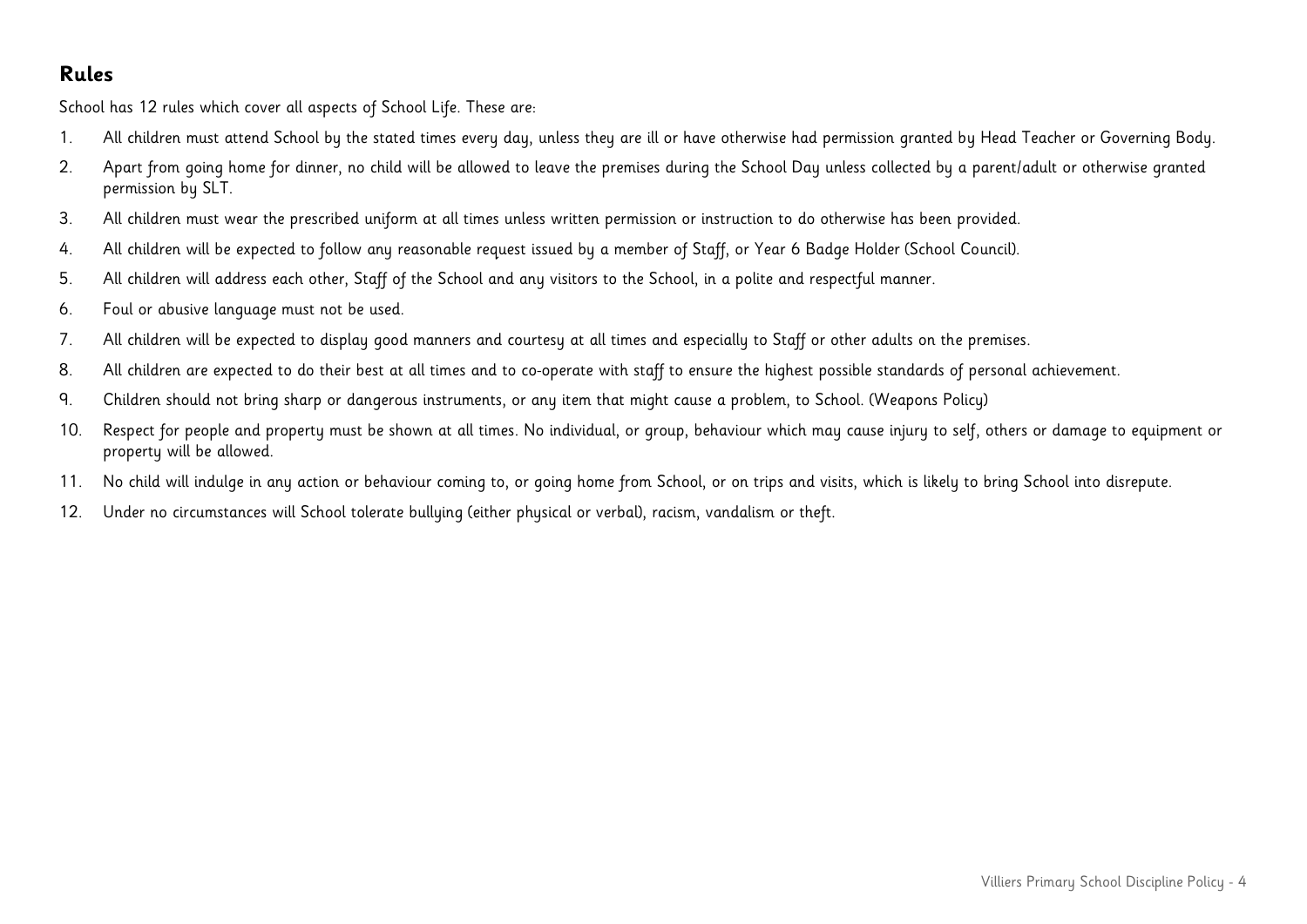## Rules

School has 12 rules which cover all aspects of School Life. These are:

1. All children must attend School by the stated times every day, unless they are ill or have otherwise had permission granted by Head Teacher or Governing Body.
2. Apart from going home for dinner, no child will be allowed to leave the premises during the School Day unless collected by a parent/adult or otherwise granted permission by SLT.
3. All children must wear the prescribed uniform at all times unless written permission or instruction to do otherwise has been provided.
4. All children will be expected to follow any reasonable request issued by a member of Staff, or Year 6 Badge Holder (School Council).
5. All children will address each other, Staff of the School and any visitors to the School, in a polite and respectful manner.
6. Foul or abusive language must not be used.
7. All children will be expected to display good manners and courtesy at all times and especially to Staff or other adults on the premises.
8. All children are expected to do their best at all times and to co-operate with staff to ensure the highest possible standards of personal achievement.
9. Children should not bring sharp or dangerous instruments, or any item that might cause a problem, to School. (Weapons Policy)
10. Respect for people and property must be shown at all times. No individual, or group, behaviour which may cause injury to self, others or damage to equipment or property will be allowed.
11. No child will indulge in any action or behaviour coming to, or going home from School, or on trips and visits, which is likely to bring School into disrepute.
12. Under no circumstances will School tolerate bullying (either physical or verbal), racism, vandalism or theft.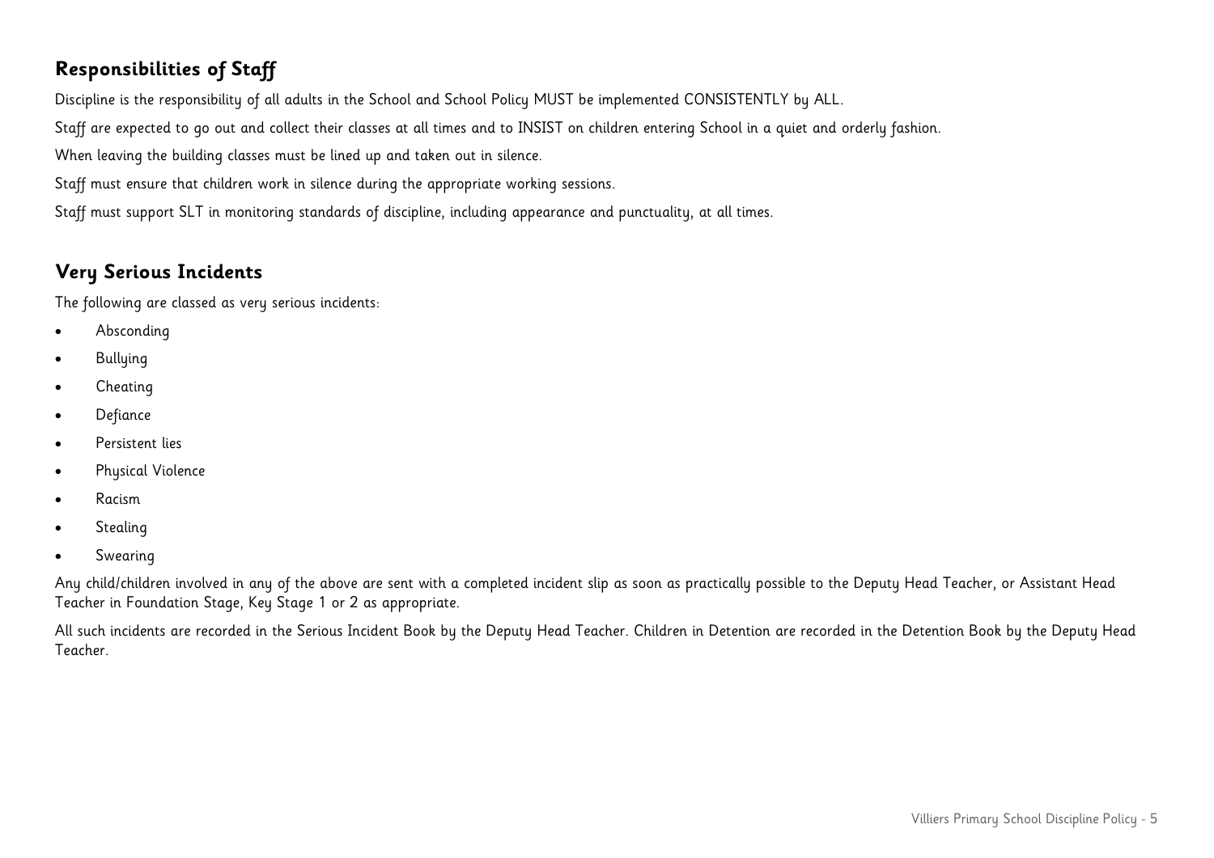## Responsibilities of Staff

Discipline is the responsibility of all adults in the School and School Policy MUST be implemented CONSISTENTLY by ALL.

Staff are expected to go out and collect their classes at all times and to INSIST on children entering School in a quiet and orderly fashion.

When leaving the building classes must be lined up and taken out in silence.

Staff must ensure that children work in silence during the appropriate working sessions.

Staff must support SLT in monitoring standards of discipline, including appearance and punctuality, at all times.

## Very Serious Incidents

The following are classed as very serious incidents:

- Absconding
- Bullying
- Cheating
- Defiance
- Persistent lies
- Physical Violence
- Racism
- Stealing
- Swearing

Any child/children involved in any of the above are sent with a completed incident slip as soon as practically possible to the Deputy Head Teacher, or Assistant Head Teacher in Foundation Stage, Key Stage 1 or 2 as appropriate.

All such incidents are recorded in the Serious Incident Book by the Deputy Head Teacher. Children in Detention are recorded in the Detention Book by the Deputy Head Teacher.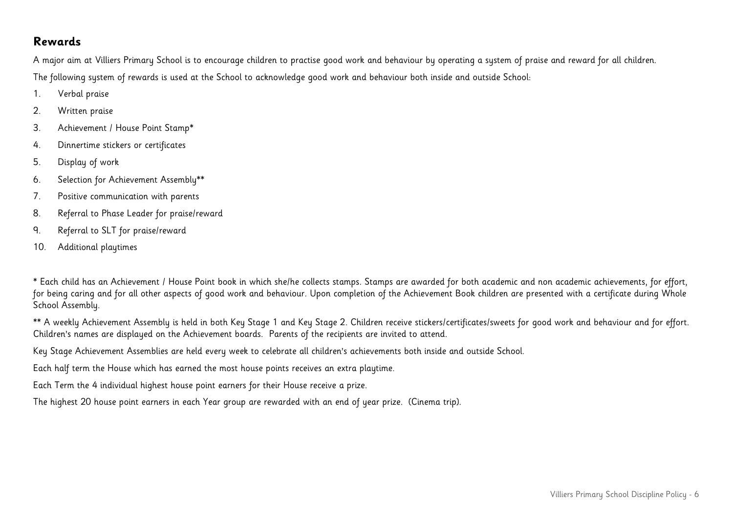## Rewards

A major aim at Villiers Primary School is to encourage children to practise good work and behaviour by operating a system of praise and reward for all children.

The following system of rewards is used at the School to acknowledge good work and behaviour both inside and outside School:

1. Verbal praise
2. Written praise
3. Achievement / House Point Stamp*
4. Dinnertime stickers or certificates
5. Display of work
6. Selection for Achievement Assembly**
7. Positive communication with parents
8. Referral to Phase Leader for praise/reward
9. Referral to SLT for praise/reward
10. Additional playtimes

* Each child has an Achievement / House Point book in which she/he collects stamps. Stamps are awarded for both academic and non academic achievements, for effort, for being caring and for all other aspects of good work and behaviour. Upon completion of the Achievement Book children are presented with a certificate during Whole School Assembly.

** A weekly Achievement Assembly is held in both Key Stage 1 and Key Stage 2. Children receive stickers/certificates/sweets for good work and behaviour and for effort. Children's names are displayed on the Achievement boards. Parents of the recipients are invited to attend.

Key Stage Achievement Assemblies are held every week to celebrate all children's achievements both inside and outside School.

Each half term the House which has earned the most house points receives an extra playtime.

Each Term the 4 individual highest house point earners for their House receive a prize.

The highest 20 house point earners in each Year group are rewarded with an end of year prize. (Cinema trip).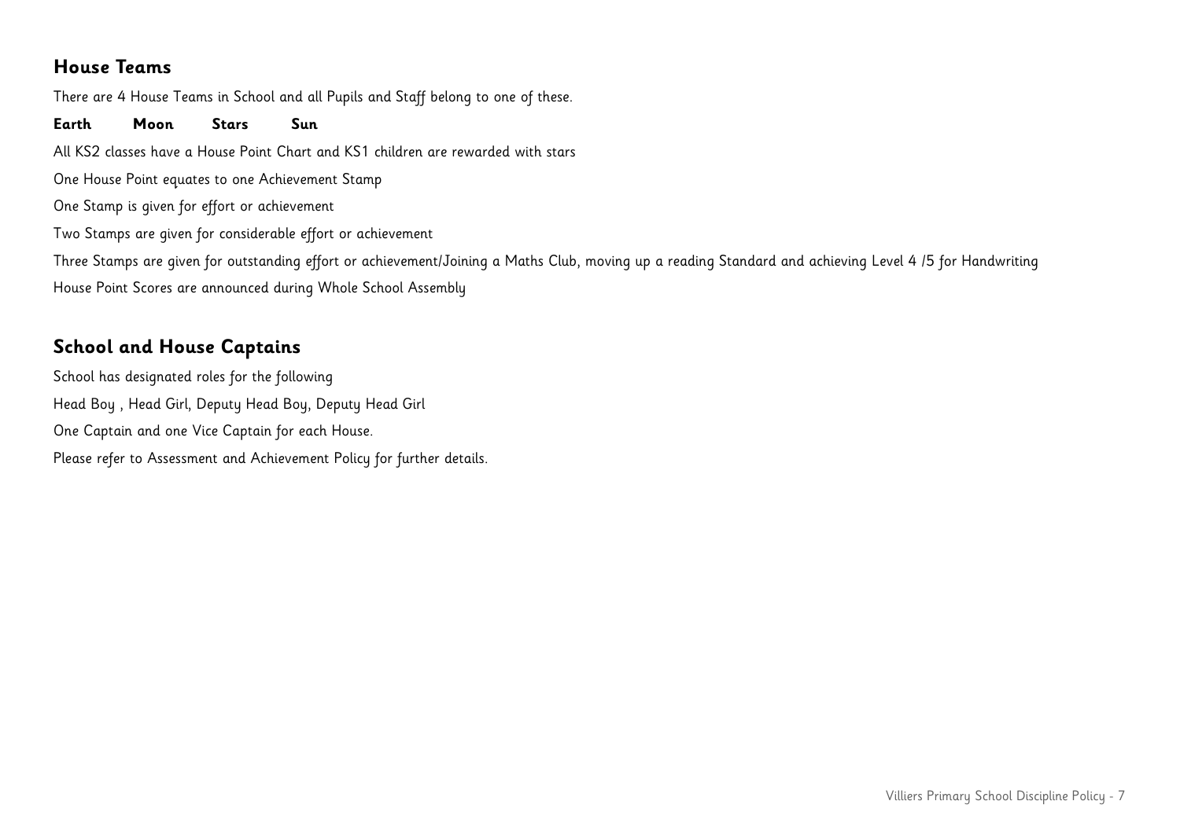## House Teams

There are 4 House Teams in School and all Pupils and Staff belong to one of these.

**Earth Moon Stars Sun**

All KS2 classes have a House Point Chart and KS1 children are rewarded with stars

One House Point equates to one Achievement Stamp

One Stamp is given for effort or achievement

Two Stamps are given for considerable effort or achievement

Three Stamps are given for outstanding effort or achievement/Joining a Maths Club, moving up a reading Standard and achieving Level 4 /5 for Handwriting

House Point Scores are announced during Whole School Assembly

## School and House Captains

School has designated roles for the following

Head Boy , Head Girl, Deputy Head Boy, Deputy Head Girl

One Captain and one Vice Captain for each House.

Please refer to Assessment and Achievement Policy for further details.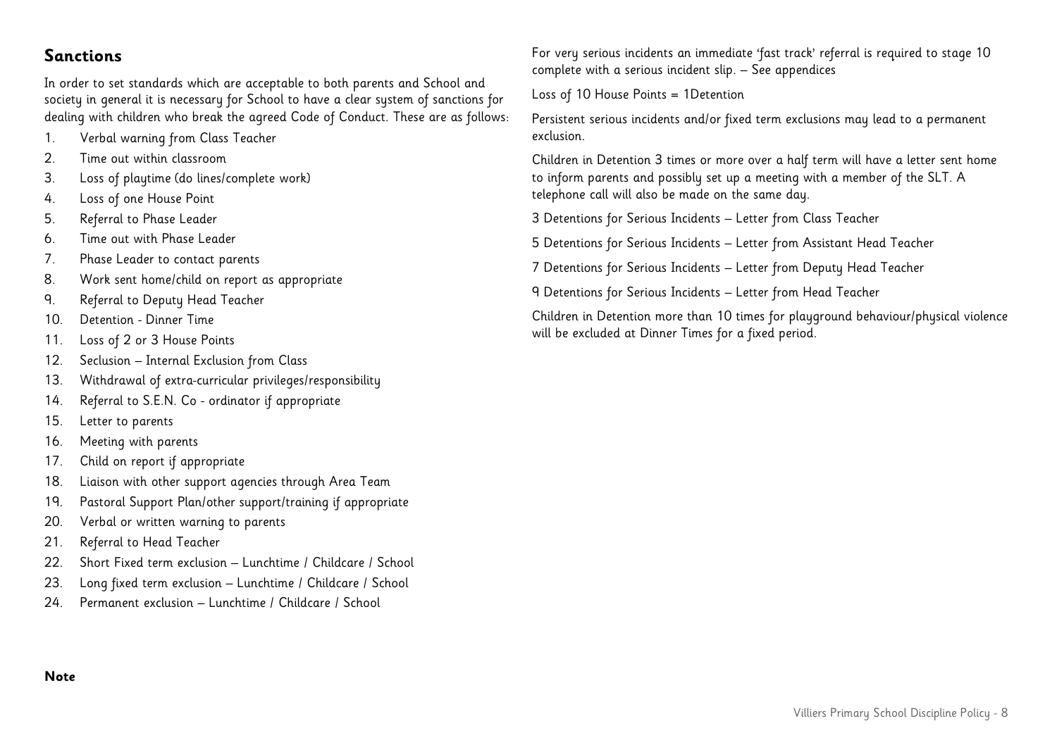## Sanctions

In order to set standards which are acceptable to both parents and School and society in general it is necessary for School to have a clear system of sanctions for dealing with children who break the agreed Code of Conduct. These are as follows:

1. Verbal warning from Class Teacher
2. Time out within classroom
3. Loss of playtime (do lines/complete work)
4. Loss of one House Point
5. Referral to Phase Leader
6. Time out with Phase Leader
7. Phase Leader to contact parents
8. Work sent home/child on report as appropriate
9. Referral to Deputy Head Teacher
10. Detention - Dinner Time
11. Loss of 2 or 3 House Points
12. Seclusion – Internal Exclusion from Class
13. Withdrawal of extra-curricular privileges/responsibility
14. Referral to S.E.N. Co - ordinator if appropriate
15. Letter to parents
16. Meeting with parents
17. Child on report if appropriate
18. Liaison with other support agencies through Area Team
19. Pastoral Support Plan/other support/training if appropriate
20. Verbal or written warning to parents
21. Referral to Head Teacher
22. Short Fixed term exclusion – Lunchtime / Childcare / School
23. Long fixed term exclusion – Lunchtime / Childcare / School
24. Permanent exclusion – Lunchtime / Childcare / School

**Note**

For very serious incidents an immediate 'fast track' referral is required to stage 10 complete with a serious incident slip. – See appendices

Loss of 10 House Points = 1Detention

Persistent serious incidents and/or fixed term exclusions may lead to a permanent exclusion.

Children in Detention 3 times or more over a half term will have a letter sent home to inform parents and possibly set up a meeting with a member of the SLT. A telephone call will also be made on the same day.

3 Detentions for Serious Incidents – Letter from Class Teacher

5 Detentions for Serious Incidents – Letter from Assistant Head Teacher

7 Detentions for Serious Incidents – Letter from Deputy Head Teacher

9 Detentions for Serious Incidents – Letter from Head Teacher

Children in Detention more than 10 times for playground behaviour/physical violence will be excluded at Dinner Times for a fixed period.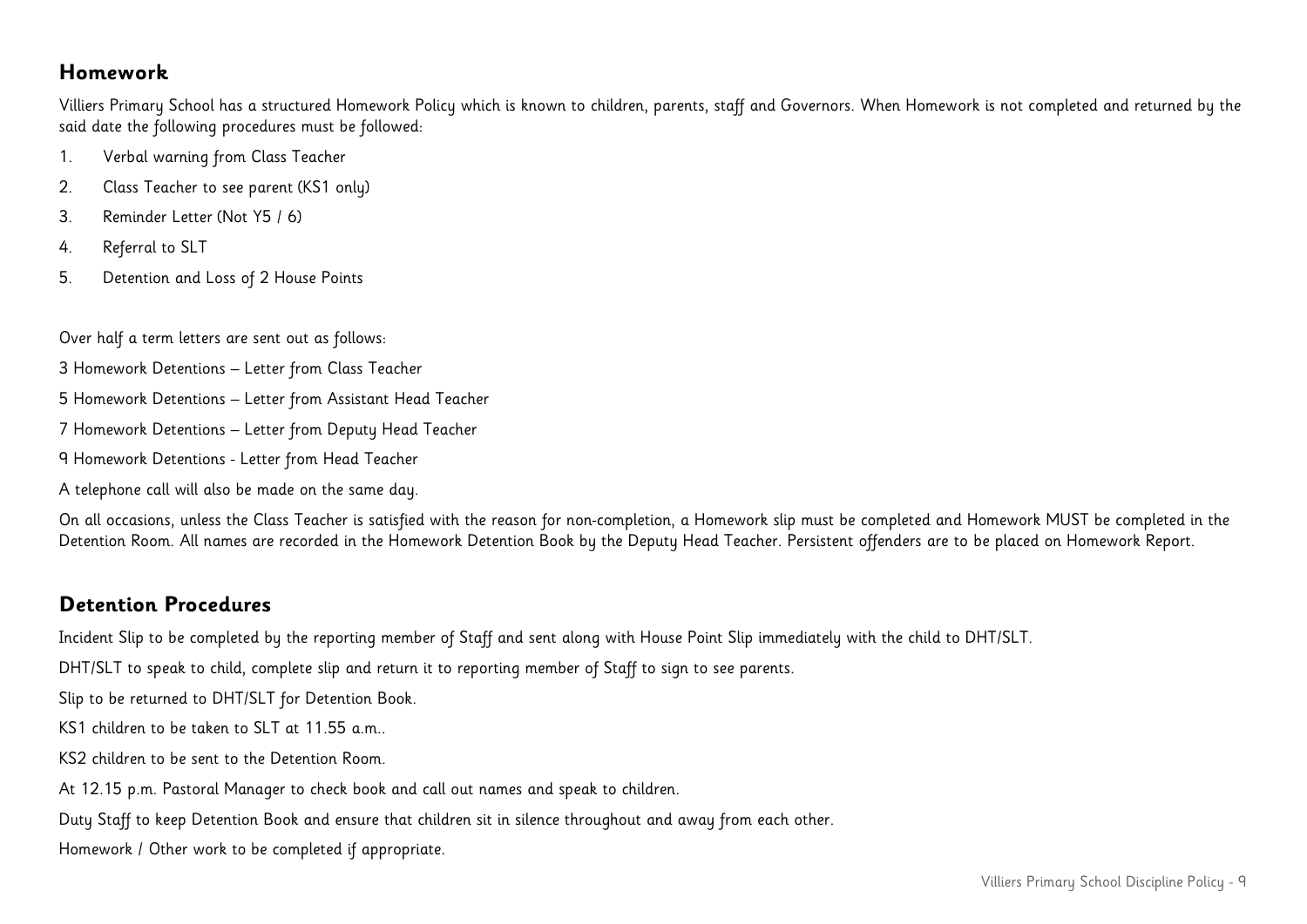## Homework

Villiers Primary School has a structured Homework Policy which is known to children, parents, staff and Governors. When Homework is not completed and returned by the said date the following procedures must be followed:

1. Verbal warning from Class Teacher
2. Class Teacher to see parent (KS1 only)
3. Reminder Letter (Not Y5 / 6)
4. Referral to SLT
5. Detention and Loss of 2 House Points

Over half a term letters are sent out as follows:

3 Homework Detentions – Letter from Class Teacher

5 Homework Detentions – Letter from Assistant Head Teacher

7 Homework Detentions – Letter from Deputy Head Teacher

9 Homework Detentions - Letter from Head Teacher

A telephone call will also be made on the same day.

On all occasions, unless the Class Teacher is satisfied with the reason for non-completion, a Homework slip must be completed and Homework MUST be completed in the Detention Room. All names are recorded in the Homework Detention Book by the Deputy Head Teacher. Persistent offenders are to be placed on Homework Report.

## Detention Procedures

Incident Slip to be completed by the reporting member of Staff and sent along with House Point Slip immediately with the child to DHT/SLT.

DHT/SLT to speak to child, complete slip and return it to reporting member of Staff to sign to see parents.

Slip to be returned to DHT/SLT for Detention Book.

KS1 children to be taken to SLT at 11.55 a.m..

KS2 children to be sent to the Detention Room.

At 12.15 p.m. Pastoral Manager to check book and call out names and speak to children.

Duty Staff to keep Detention Book and ensure that children sit in silence throughout and away from each other.

Homework / Other work to be completed if appropriate.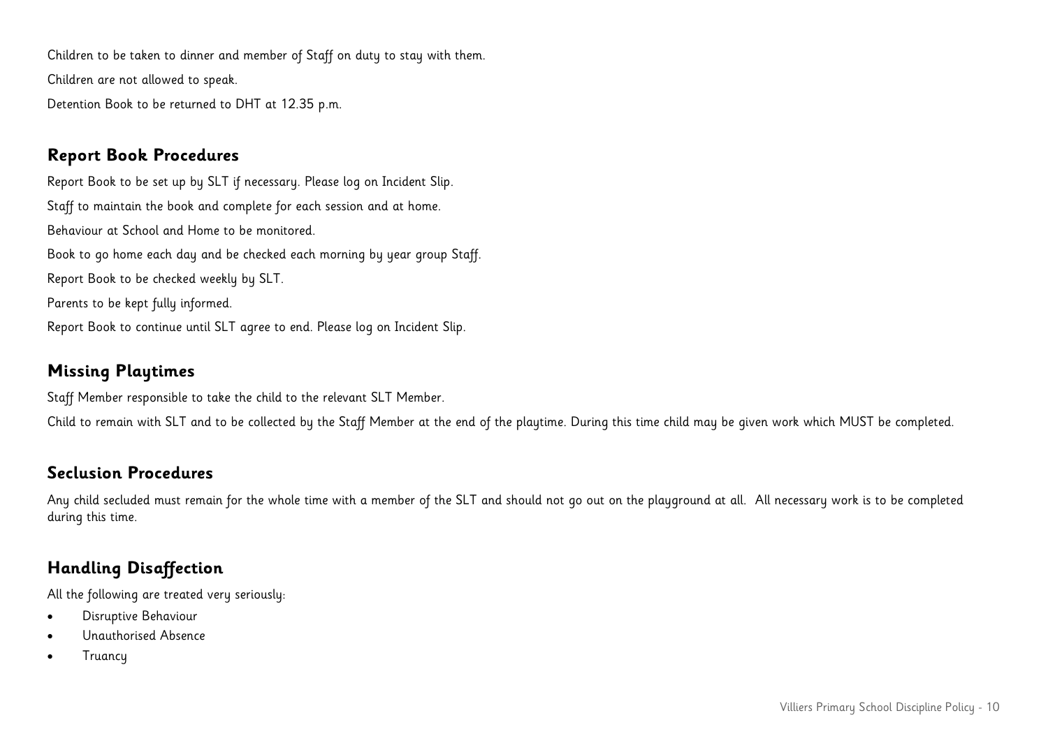Children to be taken to dinner and member of Staff on duty to stay with them.

Children are not allowed to speak.

Detention Book to be returned to DHT at 12.35 p.m.

## Report Book Procedures

Report Book to be set up by SLT if necessary. Please log on Incident Slip.

Staff to maintain the book and complete for each session and at home.

Behaviour at School and Home to be monitored.

Book to go home each day and be checked each morning by year group Staff.

Report Book to be checked weekly by SLT.

Parents to be kept fully informed.

Report Book to continue until SLT agree to end. Please log on Incident Slip.

## Missing Playtimes

Staff Member responsible to take the child to the relevant SLT Member.

Child to remain with SLT and to be collected by the Staff Member at the end of the playtime. During this time child may be given work which MUST be completed.

## Seclusion Procedures

Any child secluded must remain for the whole time with a member of the SLT and should not go out on the playground at all. All necessary work is to be completed during this time.

## Handling Disaffection

All the following are treated very seriously:

- Disruptive Behaviour
- Unauthorised Absence
- Truancy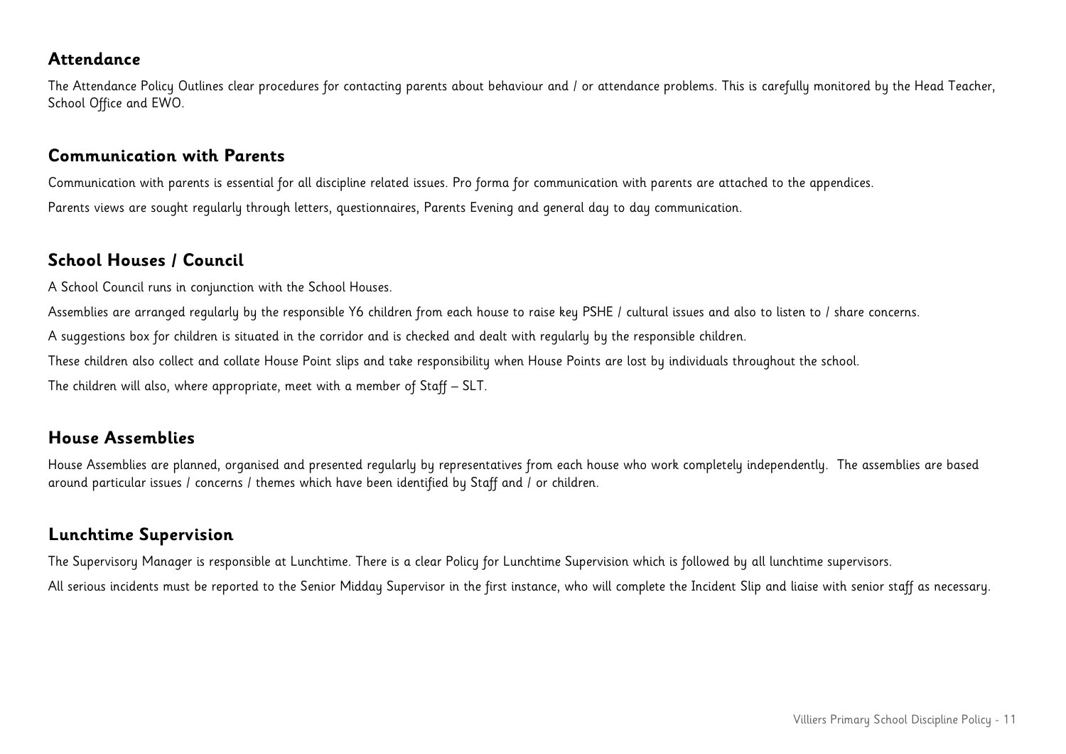## Attendance

The Attendance Policy Outlines clear procedures for contacting parents about behaviour and / or attendance problems. This is carefully monitored by the Head Teacher, School Office and EWO.

## Communication with Parents

Communication with parents is essential for all discipline related issues. Pro forma for communication with parents are attached to the appendices.

Parents views are sought regularly through letters, questionnaires, Parents Evening and general day to day communication.

## School Houses / Council

A School Council runs in conjunction with the School Houses.

Assemblies are arranged regularly by the responsible Y6 children from each house to raise key PSHE / cultural issues and also to listen to / share concerns.

A suggestions box for children is situated in the corridor and is checked and dealt with regularly by the responsible children.

These children also collect and collate House Point slips and take responsibility when House Points are lost by individuals throughout the school.

The children will also, where appropriate, meet with a member of Staff – SLT.

## House Assemblies

House Assemblies are planned, organised and presented regularly by representatives from each house who work completely independently. The assemblies are based around particular issues / concerns / themes which have been identified by Staff and / or children.

## Lunchtime Supervision

The Supervisory Manager is responsible at Lunchtime. There is a clear Policy for Lunchtime Supervision which is followed by all lunchtime supervisors.

All serious incidents must be reported to the Senior Midday Supervisor in the first instance, who will complete the Incident Slip and liaise with senior staff as necessary.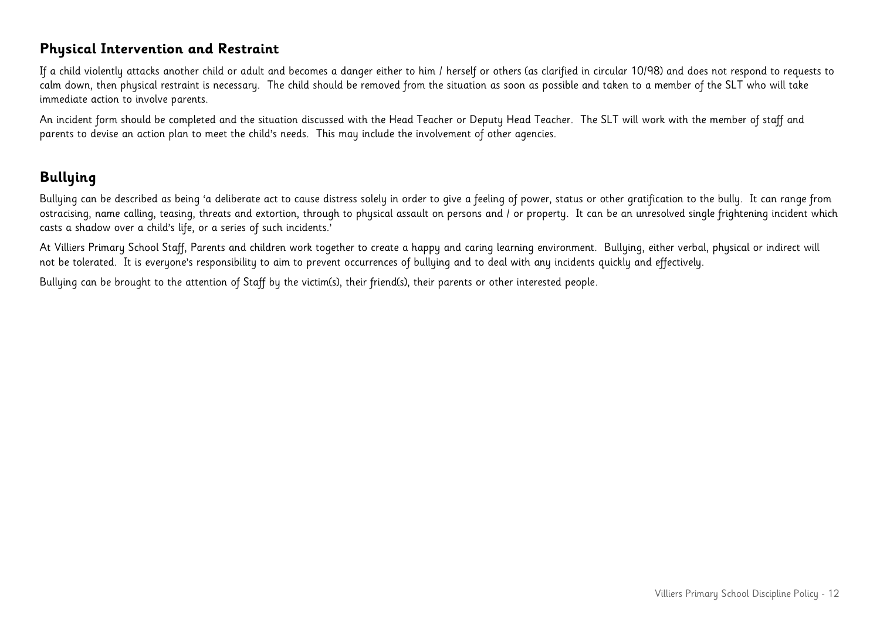## Physical Intervention and Restraint

If a child violently attacks another child or adult and becomes a danger either to him / herself or others (as clarified in circular 10/98) and does not respond to requests to calm down, then physical restraint is necessary. The child should be removed from the situation as soon as possible and taken to a member of the SLT who will take immediate action to involve parents.

An incident form should be completed and the situation discussed with the Head Teacher or Deputy Head Teacher. The SLT will work with the member of staff and parents to devise an action plan to meet the child's needs. This may include the involvement of other agencies.

## Bullying

Bullying can be described as being 'a deliberate act to cause distress solely in order to give a feeling of power, status or other gratification to the bully. It can range from ostracising, name calling, teasing, threats and extortion, through to physical assault on persons and / or property. It can be an unresolved single frightening incident which casts a shadow over a child's life, or a series of such incidents.'

At Villiers Primary School Staff, Parents and children work together to create a happy and caring learning environment. Bullying, either verbal, physical or indirect will not be tolerated. It is everyone's responsibility to aim to prevent occurrences of bullying and to deal with any incidents quickly and effectively.

Bullying can be brought to the attention of Staff by the victim(s), their friend(s), their parents or other interested people.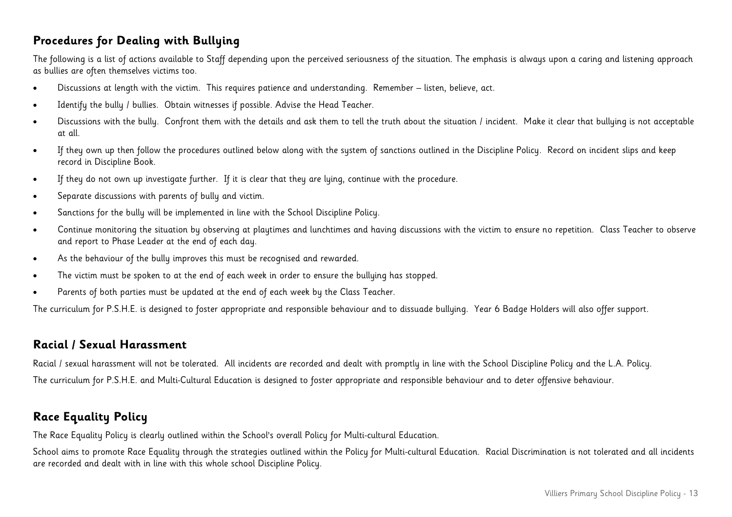## Procedures for Dealing with Bullying

The following is a list of actions available to Staff depending upon the perceived seriousness of the situation. The emphasis is always upon a caring and listening approach as bullies are often themselves victims too.

- Discussions at length with the victim. This requires patience and understanding. Remember – listen, believe, act.
- Identify the bully / bullies. Obtain witnesses if possible. Advise the Head Teacher.
- Discussions with the bully. Confront them with the details and ask them to tell the truth about the situation / incident. Make it clear that bullying is not acceptable at all.
- If they own up then follow the procedures outlined below along with the system of sanctions outlined in the Discipline Policy. Record on incident slips and keep record in Discipline Book.
- If they do not own up investigate further. If it is clear that they are lying, continue with the procedure.
- Separate discussions with parents of bully and victim.
- Sanctions for the bully will be implemented in line with the School Discipline Policy.
- Continue monitoring the situation by observing at playtimes and lunchtimes and having discussions with the victim to ensure no repetition. Class Teacher to observe and report to Phase Leader at the end of each day.
- As the behaviour of the bully improves this must be recognised and rewarded.
- The victim must be spoken to at the end of each week in order to ensure the bullying has stopped.
- Parents of both parties must be updated at the end of each week by the Class Teacher.

The curriculum for P.S.H.E. is designed to foster appropriate and responsible behaviour and to dissuade bullying. Year 6 Badge Holders will also offer support.

## Racial / Sexual Harassment

Racial / sexual harassment will not be tolerated. All incidents are recorded and dealt with promptly in line with the School Discipline Policy and the L.A. Policy.

The curriculum for P.S.H.E. and Multi-Cultural Education is designed to foster appropriate and responsible behaviour and to deter offensive behaviour.

## Race Equality Policy

The Race Equality Policy is clearly outlined within the School's overall Policy for Multi-cultural Education.

School aims to promote Race Equality through the strategies outlined within the Policy for Multi-cultural Education. Racial Discrimination is not tolerated and all incidents are recorded and dealt with in line with this whole school Discipline Policy.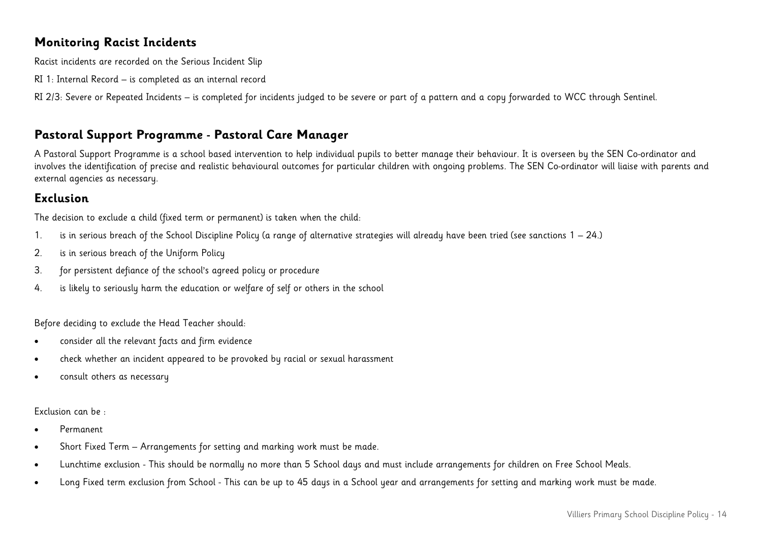## Monitoring Racist Incidents

Racist incidents are recorded on the Serious Incident Slip

RI 1: Internal Record – is completed as an internal record

RI 2/3: Severe or Repeated Incidents – is completed for incidents judged to be severe or part of a pattern and a copy forwarded to WCC through Sentinel.

## Pastoral Support Programme - Pastoral Care Manager

A Pastoral Support Programme is a school based intervention to help individual pupils to better manage their behaviour. It is overseen by the SEN Co-ordinator and involves the identification of precise and realistic behavioural outcomes for particular children with ongoing problems. The SEN Co-ordinator will liaise with parents and external agencies as necessary.

## Exclusion

The decision to exclude a child (fixed term or permanent) is taken when the child:

1. is in serious breach of the School Discipline Policy (a range of alternative strategies will already have been tried (see sanctions 1 – 24.)
2. is in serious breach of the Uniform Policy
3. for persistent defiance of the school's agreed policy or procedure
4. is likely to seriously harm the education or welfare of self or others in the school

Before deciding to exclude the Head Teacher should:

- consider all the relevant facts and firm evidence
- check whether an incident appeared to be provoked by racial or sexual harassment
- consult others as necessary

Exclusion can be :

- Permanent
- Short Fixed Term – Arrangements for setting and marking work must be made.
- Lunchtime exclusion - This should be normally no more than 5 School days and must include arrangements for children on Free School Meals.
- Long Fixed term exclusion from School - This can be up to 45 days in a School year and arrangements for setting and marking work must be made.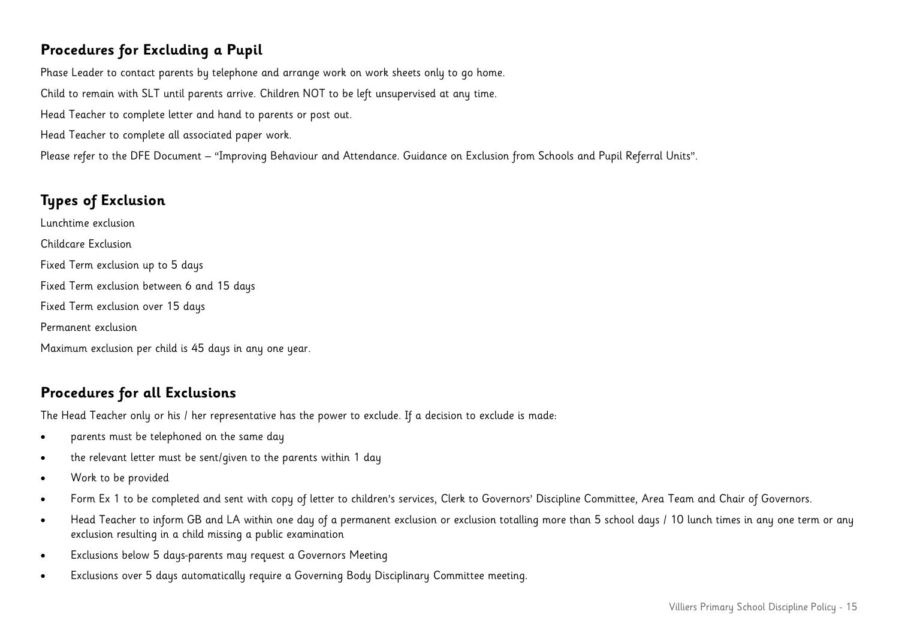## Procedures for Excluding a Pupil

Phase Leader to contact parents by telephone and arrange work on work sheets only to go home.

Child to remain with SLT until parents arrive. Children NOT to be left unsupervised at any time.

Head Teacher to complete letter and hand to parents or post out.

Head Teacher to complete all associated paper work.

Please refer to the DFE Document – "Improving Behaviour and Attendance. Guidance on Exclusion from Schools and Pupil Referral Units".

## Types of Exclusion

Lunchtime exclusion

Childcare Exclusion

Fixed Term exclusion up to 5 days

Fixed Term exclusion between 6 and 15 days

Fixed Term exclusion over 15 days

Permanent exclusion

Maximum exclusion per child is 45 days in any one year.

## Procedures for all Exclusions

The Head Teacher only or his / her representative has the power to exclude. If a decision to exclude is made:

- parents must be telephoned on the same day
- the relevant letter must be sent/given to the parents within 1 day
- Work to be provided
- Form Ex 1 to be completed and sent with copy of letter to children's services, Clerk to Governors' Discipline Committee, Area Team and Chair of Governors.
- Head Teacher to inform GB and LA within one day of a permanent exclusion or exclusion totalling more than 5 school days / 10 lunch times in any one term or any exclusion resulting in a child missing a public examination
- Exclusions below 5 days-parents may request a Governors Meeting
- Exclusions over 5 days automatically require a Governing Body Disciplinary Committee meeting.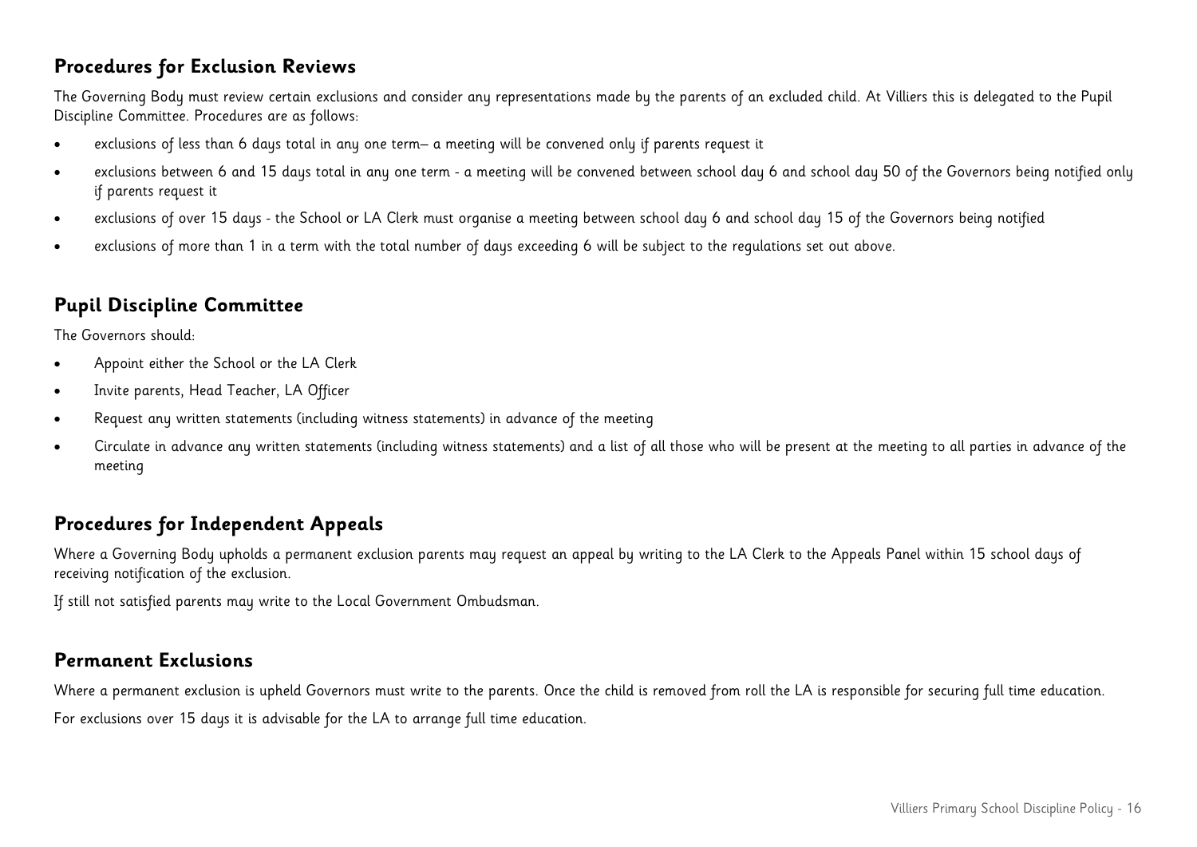## Procedures for Exclusion Reviews

The Governing Body must review certain exclusions and consider any representations made by the parents of an excluded child. At Villiers this is delegated to the Pupil Discipline Committee. Procedures are as follows:

- exclusions of less than 6 days total in any one term– a meeting will be convened only if parents request it
- exclusions between 6 and 15 days total in any one term - a meeting will be convened between school day 6 and school day 50 of the Governors being notified only if parents request it
- exclusions of over 15 days - the School or LA Clerk must organise a meeting between school day 6 and school day 15 of the Governors being notified
- exclusions of more than 1 in a term with the total number of days exceeding 6 will be subject to the regulations set out above.

## Pupil Discipline Committee

The Governors should:

- Appoint either the School or the LA Clerk
- Invite parents, Head Teacher, LA Officer
- Request any written statements (including witness statements) in advance of the meeting
- Circulate in advance any written statements (including witness statements) and a list of all those who will be present at the meeting to all parties in advance of the meeting

## Procedures for Independent Appeals

Where a Governing Body upholds a permanent exclusion parents may request an appeal by writing to the LA Clerk to the Appeals Panel within 15 school days of receiving notification of the exclusion.

If still not satisfied parents may write to the Local Government Ombudsman.

## Permanent Exclusions

Where a permanent exclusion is upheld Governors must write to the parents. Once the child is removed from roll the LA is responsible for securing full time education.

For exclusions over 15 days it is advisable for the LA to arrange full time education.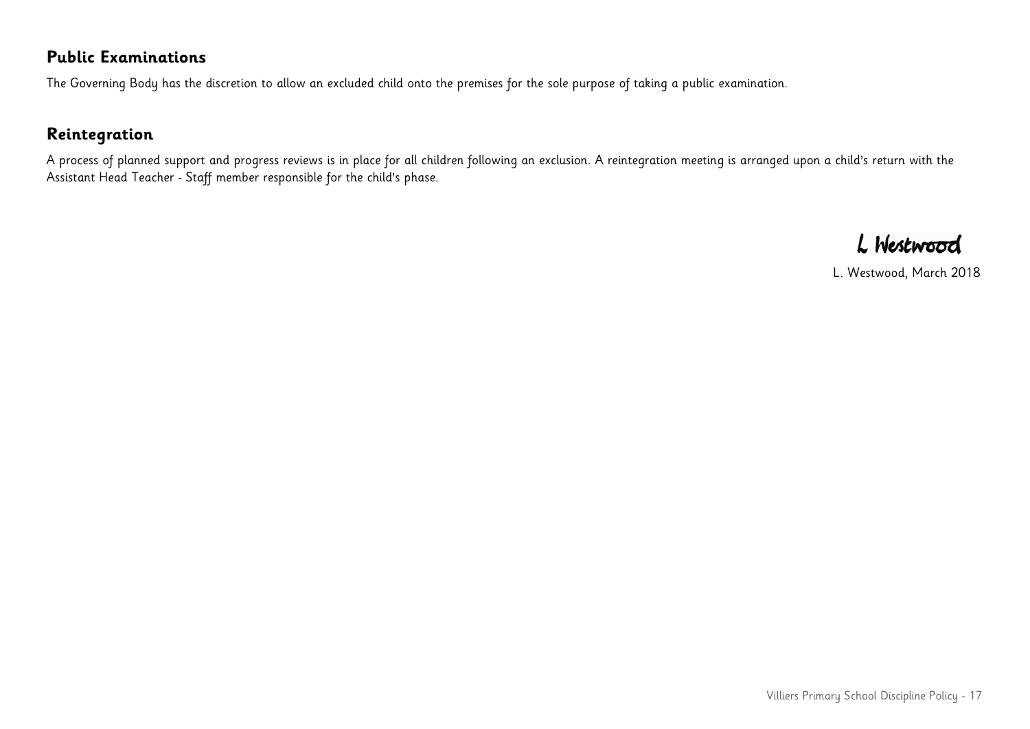## Public Examinations

The Governing Body has the discretion to allow an excluded child onto the premises for the sole purpose of taking a public examination.

## Reintegration

A process of planned support and progress reviews is in place for all children following an exclusion. A reintegration meeting is arranged upon a child's return with the Assistant Head Teacher - Staff member responsible for the child's phase.

L Westwood

L. Westwood, March 2018